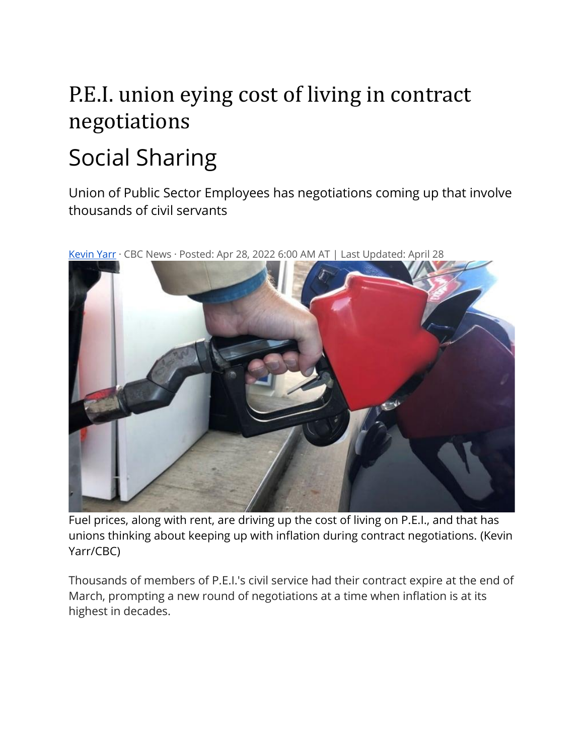# P.E.I. union eying cost of living in contract negotiations

## Social Sharing

Union of Public Sector Employees has negotiations coming up that involve thousands of civil servants

[Kevin Yarr](#) · CBC News · Posted: Apr 28, 2022 6:00 AM AT | Last Updated: April 28

Fuel prices, along with rent, are driving up the cost of living on P.E.I., and that has unions thinking about keeping up with inflation during contract negotiations. (Kevin Yarr/CBC)

Thousands of members of P.E.I.'s civil service had their contract expire at the end of March, prompting a new round of negotiations at a time when inflation is at its highest in decades.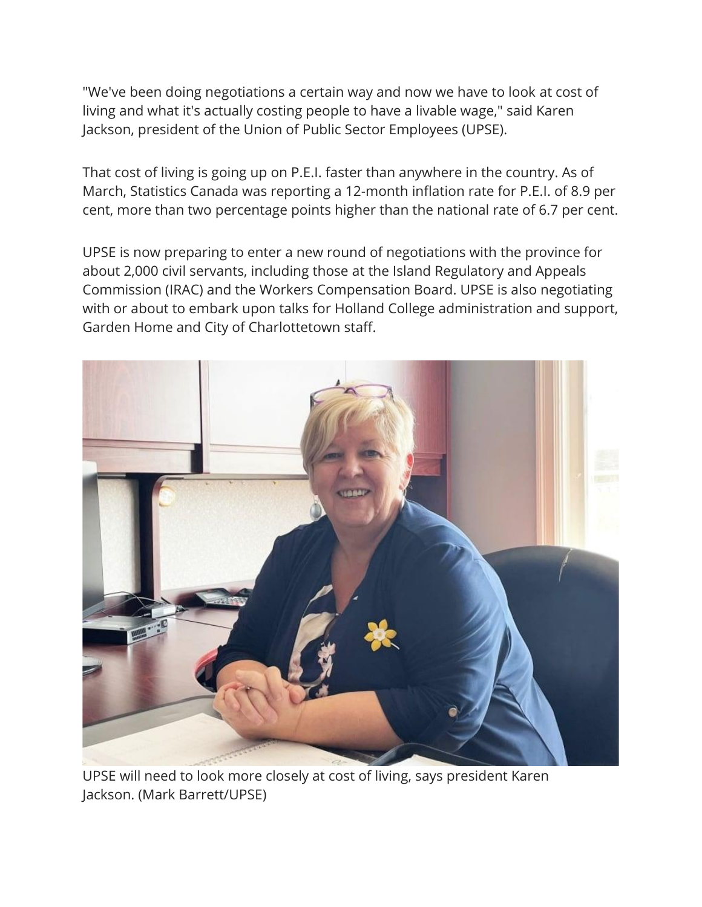"We've been doing negotiations a certain way and now we have to look at cost of living and what it's actually costing people to have a livable wage," said Karen Jackson, president of the Union of Public Sector Employees (UPSE).

That cost of living is going up on P.E.I. faster than anywhere in the country. As of March, Statistics Canada was reporting a 12-month inflation rate for P.E.I. of 8.9 per cent, more than two percentage points higher than the national rate of 6.7 per cent.

UPSE is now preparing to enter a new round of negotiations with the province for about 2,000 civil servants, including those at the Island Regulatory and Appeals Commission (IRAC) and the Workers Compensation Board. UPSE is also negotiating with or about to embark upon talks for Holland College administration and support, Garden Home and City of Charlottetown staff.

UPSE will need to look more closely at cost of living, says president Karen Jackson. (Mark Barrett/UPSE)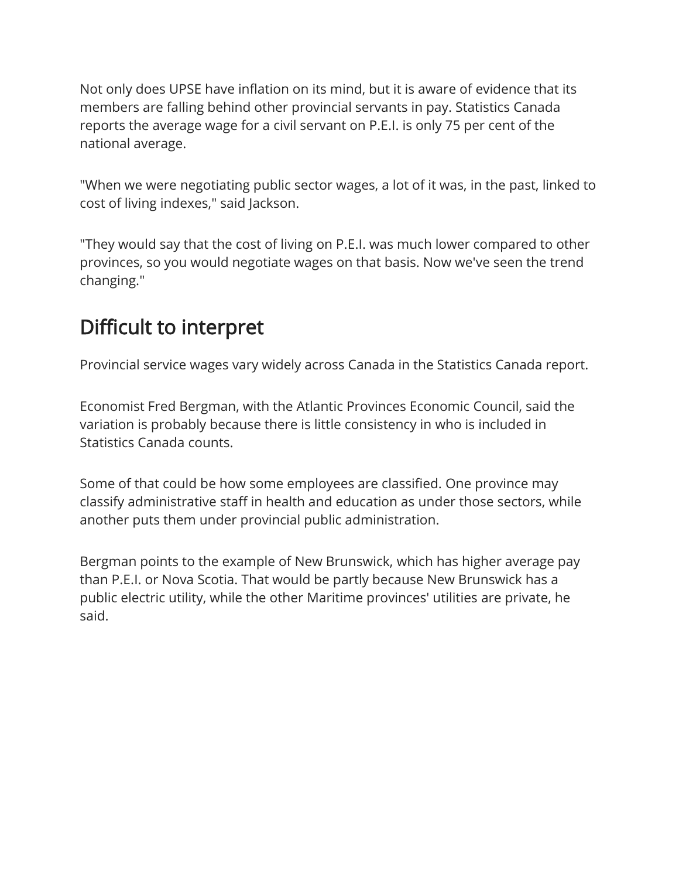Not only does UPSE have inflation on its mind, but it is aware of evidence that its members are falling behind other provincial servants in pay. Statistics Canada reports the average wage for a civil servant on P.E.I. is only 75 per cent of the national average.

"When we were negotiating public sector wages, a lot of it was, in the past, linked to cost of living indexes," said Jackson.

"They would say that the cost of living on P.E.I. was much lower compared to other provinces, so you would negotiate wages on that basis. Now we've seen the trend changing."

## Difficult to interpret

Provincial service wages vary widely across Canada in the Statistics Canada report.

Economist Fred Bergman, with the Atlantic Provinces Economic Council, said the variation is probably because there is little consistency in who is included in Statistics Canada counts.

Some of that could be how some employees are classified. One province may classify administrative staff in health and education as under those sectors, while another puts them under provincial public administration.

Bergman points to the example of New Brunswick, which has higher average pay than P.E.I. or Nova Scotia. That would be partly because New Brunswick has a public electric utility, while the other Maritime provinces' utilities are private, he said.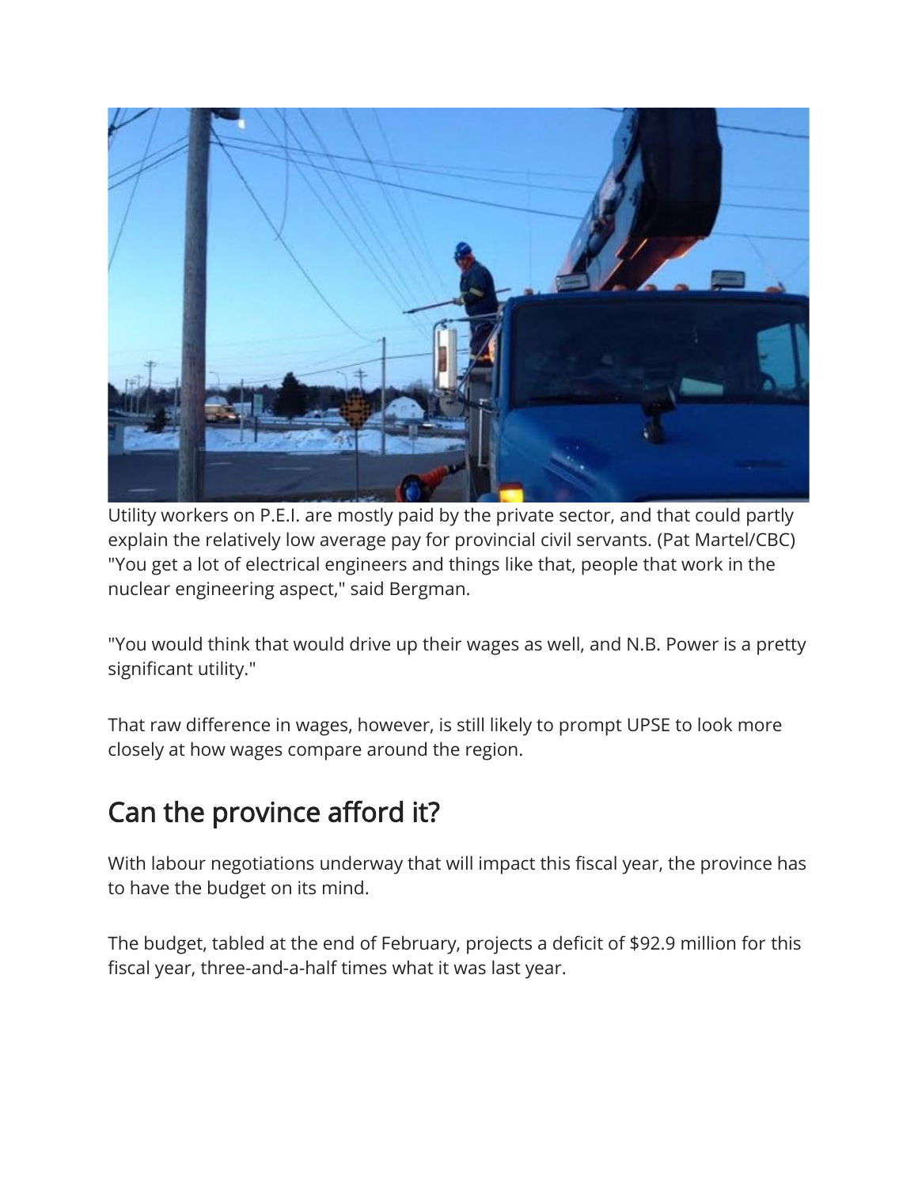Utility workers on P.E.I. are mostly paid by the private sector, and that could partly explain the relatively low average pay for provincial civil servants. (Pat Martel/CBC)

"You get a lot of electrical engineers and things like that, people that work in the nuclear engineering aspect," said Bergman.

"You would think that would drive up their wages as well, and N.B. Power is a pretty significant utility."

That raw difference in wages, however, is still likely to prompt UPSE to look more closely at how wages compare around the region.

## Can the province afford it?

With labour negotiations underway that will impact this fiscal year, the province has to have the budget on its mind.

The budget, tabled at the end of February, projects a deficit of $92.9 million for this fiscal year, three-and-a-half times what it was last year.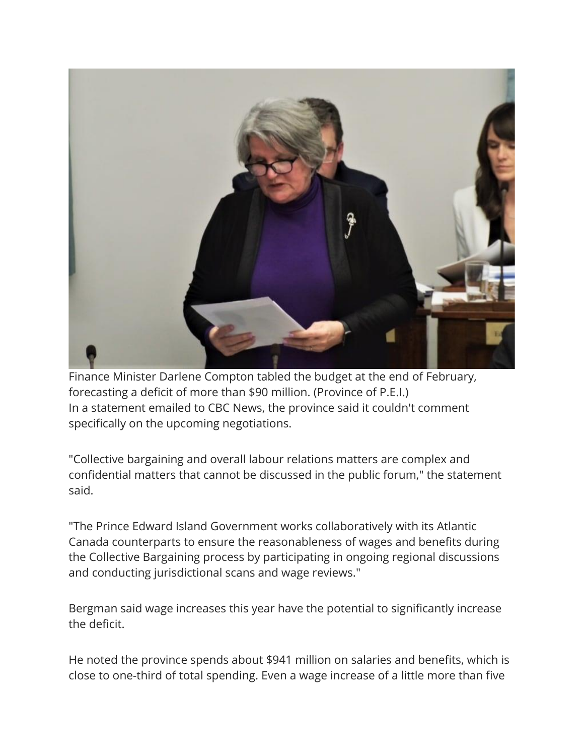Finance Minister Darlene Compton tabled the budget at the end of February, forecasting a deficit of more than $90 million. (Province of P.E.I.)

In a statement emailed to CBC News, the province said it couldn't comment specifically on the upcoming negotiations.

"Collective bargaining and overall labour relations matters are complex and confidential matters that cannot be discussed in the public forum," the statement said.

"The Prince Edward Island Government works collaboratively with its Atlantic Canada counterparts to ensure the reasonableness of wages and benefits during the Collective Bargaining process by participating in ongoing regional discussions and conducting jurisdictional scans and wage reviews."

Bergman said wage increases this year have the potential to significantly increase the deficit.

He noted the province spends about $941 million on salaries and benefits, which is close to one-third of total spending. Even a wage increase of a little more than five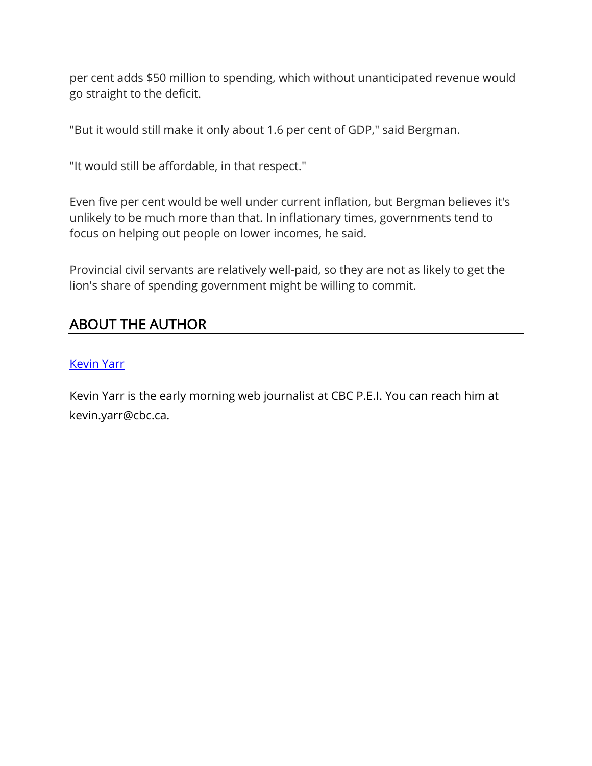per cent adds $50 million to spending, which without unanticipated revenue would go straight to the deficit.

"But it would still make it only about 1.6 per cent of GDP," said Bergman.

"It would still be affordable, in that respect."

Even five per cent would be well under current inflation, but Bergman believes it's unlikely to be much more than that. In inflationary times, governments tend to focus on helping out people on lower incomes, he said.

Provincial civil servants are relatively well-paid, so they are not as likely to get the lion's share of spending government might be willing to commit.

## ABOUT THE AUTHOR

Kevin Yarr

Kevin Yarr is the early morning web journalist at CBC P.E.I. You can reach him at kevin.yarr@cbc.ca.